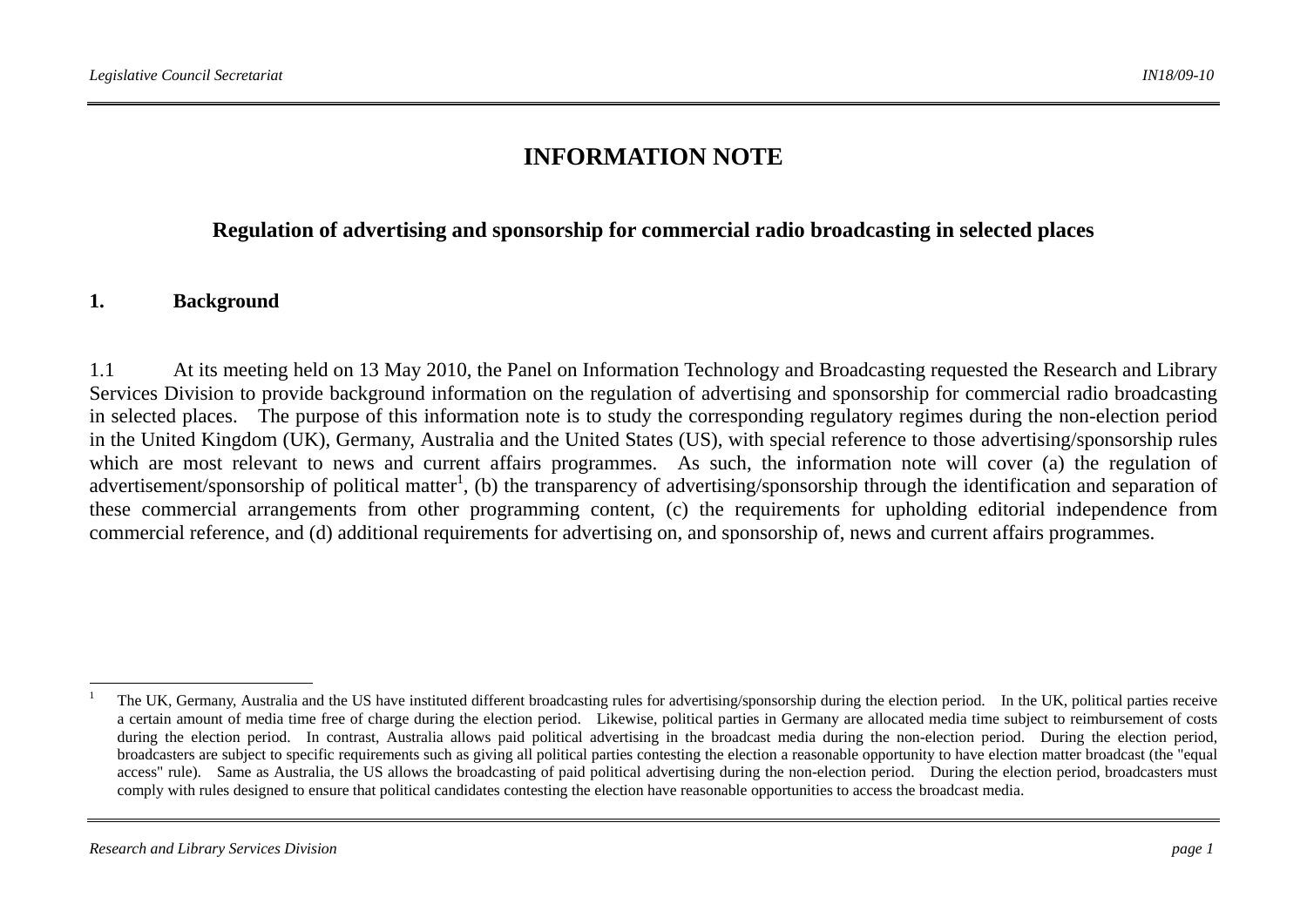# INFORMATION NOTE

## Regulation of advertising and sponsorship for commercial radio broadcasting in selected places

### 1. Background

1.1 At its meeting held on 13 May 2010, the Panel on Information Technology and Broadcasting requested the Research and Library Services Division to provide background information on the regulation of advertising and sponsorship for commercial radio broadcasting in selected places. The purpose of this information note is to study the corresponding regulatory regimes during the non-election period in the United Kingdom (UK), Germany, Australia and the United States (US), with special reference to those advertising/sponsorship rules which are most relevant to news and current affairs programmes. As such, the information note will cover (a) the regulation of advertisement/sponsorship of political matter[1], (b) the transparency of advertising/sponsorship through the identification and separation of these commercial arrangements from other programming content, (c) the requirements for upholding editorial independence from commercial reference, and (d) additional requirements for advertising on, and sponsorship of, news and current affairs programmes.

---

[1] The UK, Germany, Australia and the US have instituted different broadcasting rules for advertising/sponsorship during the election period. In the UK, political parties receive a certain amount of media time free of charge during the election period. Likewise, political parties in Germany are allocated media time subject to reimbursement of costs during the election period. In contrast, Australia allows paid political advertising in the broadcast media during the non-election period. During the election period, broadcasters are subject to specific requirements such as giving all political parties contesting the election a reasonable opportunity to have election matter broadcast (the "equal access" rule). Same as Australia, the US allows the broadcasting of paid political advertising during the non-election period. During the election period, broadcasters must comply with rules designed to ensure that political candidates contesting the election have reasonable opportunities to access the broadcast media.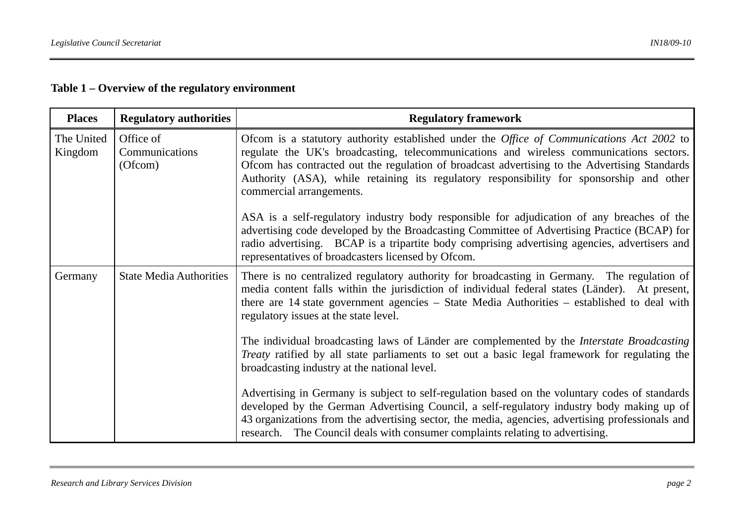**Table 1 – Overview of the regulatory environment**

| Places | Regulatory authorities | Regulatory framework |
|---|---|---|
| The United Kingdom | Office of Communications (Ofcom) | Ofcom is a statutory authority established under the *Office of Communications Act 2002* to regulate the UK's broadcasting, telecommunications and wireless communications sectors. Ofcom has contracted out the regulation of broadcast advertising to the Advertising Standards Authority (ASA), while retaining its regulatory responsibility for sponsorship and other commercial arrangements.<br><br>ASA is a self-regulatory industry body responsible for adjudication of any breaches of the advertising code developed by the Broadcasting Committee of Advertising Practice (BCAP) for radio advertising. BCAP is a tripartite body comprising advertising agencies, advertisers and representatives of broadcasters licensed by Ofcom. |
| Germany | State Media Authorities | There is no centralized regulatory authority for broadcasting in Germany. The regulation of media content falls within the jurisdiction of individual federal states (Länder). At present, there are 14 state government agencies – State Media Authorities – established to deal with regulatory issues at the state level.<br><br>The individual broadcasting laws of Länder are complemented by the *Interstate Broadcasting Treaty* ratified by all state parliaments to set out a basic legal framework for regulating the broadcasting industry at the national level.<br><br>Advertising in Germany is subject to self-regulation based on the voluntary codes of standards developed by the German Advertising Council, a self-regulatory industry body making up of 43 organizations from the advertising sector, the media, agencies, advertising professionals and research. The Council deals with consumer complaints relating to advertising. |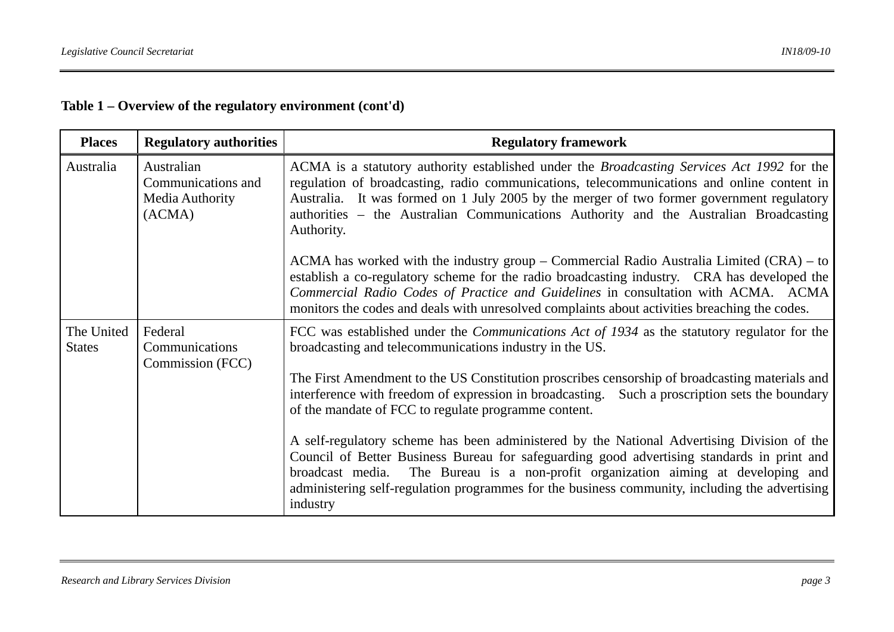**Table 1 – Overview of the regulatory environment (cont'd)**

| Places | Regulatory authorities | Regulatory framework |
|---|---|---|
| Australia | Australian Communications and Media Authority (ACMA) | ACMA is a statutory authority established under the *Broadcasting Services Act 1992* for the regulation of broadcasting, radio communications, telecommunications and online content in Australia. It was formed on 1 July 2005 by the merger of two former government regulatory authorities – the Australian Communications Authority and the Australian Broadcasting Authority.<br><br>ACMA has worked with the industry group – Commercial Radio Australia Limited (CRA) – to establish a co-regulatory scheme for the radio broadcasting industry. CRA has developed the *Commercial Radio Codes of Practice and Guidelines* in consultation with ACMA. ACMA monitors the codes and deals with unresolved complaints about activities breaching the codes. |
| The United States | Federal Communications Commission (FCC) | FCC was established under the *Communications Act of 1934* as the statutory regulator for the broadcasting and telecommunications industry in the US.<br><br>The First Amendment to the US Constitution proscribes censorship of broadcasting materials and interference with freedom of expression in broadcasting. Such a proscription sets the boundary of the mandate of FCC to regulate programme content.<br><br>A self-regulatory scheme has been administered by the National Advertising Division of the Council of Better Business Bureau for safeguarding good advertising standards in print and broadcast media. The Bureau is a non-profit organization aiming at developing and administering self-regulation programmes for the business community, including the advertising industry |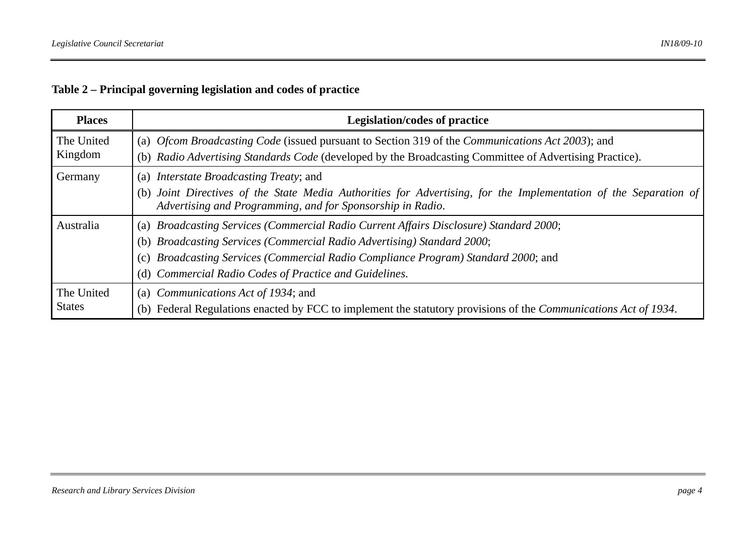**Table 2 – Principal governing legislation and codes of practice**

| Places | Legislation/codes of practice |
|---|---|
| The United Kingdom | (a) *Ofcom Broadcasting Code* (issued pursuant to Section 319 of the *Communications Act 2003*); and<br>(b) *Radio Advertising Standards Code* (developed by the Broadcasting Committee of Advertising Practice). |
| Germany | (a) *Interstate Broadcasting Treaty*; and<br>(b) *Joint Directives of the State Media Authorities for Advertising, for the Implementation of the Separation of Advertising and Programming, and for Sponsorship in Radio*. |
| Australia | (a) *Broadcasting Services (Commercial Radio Current Affairs Disclosure) Standard 2000*;<br>(b) *Broadcasting Services (Commercial Radio Advertising) Standard 2000*;<br>(c) *Broadcasting Services (Commercial Radio Compliance Program) Standard 2000*; and<br>(d) *Commercial Radio Codes of Practice and Guidelines*. |
| The United States | (a) *Communications Act of 1934*; and<br>(b) Federal Regulations enacted by FCC to implement the statutory provisions of the *Communications Act of 1934*. |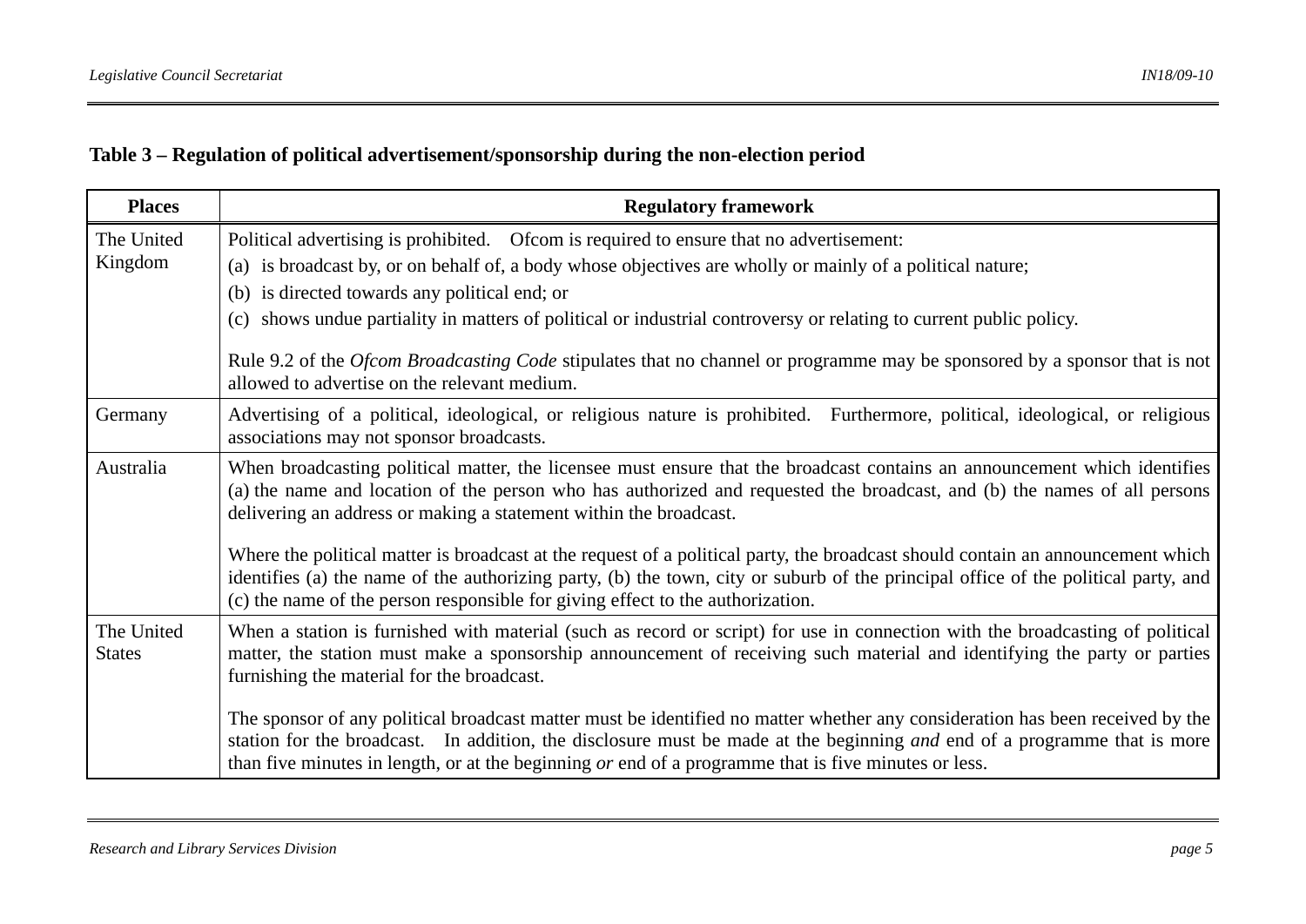**Table 3 – Regulation of political advertisement/sponsorship during the non-election period**

| Places | Regulatory framework |
|---|---|
| The United Kingdom | Political advertising is prohibited. Ofcom is required to ensure that no advertisement:<br>(a) is broadcast by, or on behalf of, a body whose objectives are wholly or mainly of a political nature;<br>(b) is directed towards any political end; or<br>(c) shows undue partiality in matters of political or industrial controversy or relating to current public policy.<br><br>Rule 9.2 of the *Ofcom Broadcasting Code* stipulates that no channel or programme may be sponsored by a sponsor that is not allowed to advertise on the relevant medium. |
| Germany | Advertising of a political, ideological, or religious nature is prohibited. Furthermore, political, ideological, or religious associations may not sponsor broadcasts. |
| Australia | When broadcasting political matter, the licensee must ensure that the broadcast contains an announcement which identifies (a) the name and location of the person who has authorized and requested the broadcast, and (b) the names of all persons delivering an address or making a statement within the broadcast.<br><br>Where the political matter is broadcast at the request of a political party, the broadcast should contain an announcement which identifies (a) the name of the authorizing party, (b) the town, city or suburb of the principal office of the political party, and (c) the name of the person responsible for giving effect to the authorization. |
| The United States | When a station is furnished with material (such as record or script) for use in connection with the broadcasting of political matter, the station must make a sponsorship announcement of receiving such material and identifying the party or parties furnishing the material for the broadcast.<br><br>The sponsor of any political broadcast matter must be identified no matter whether any consideration has been received by the station for the broadcast. In addition, the disclosure must be made at the beginning *and* end of a programme that is more than five minutes in length, or at the beginning *or* end of a programme that is five minutes or less. |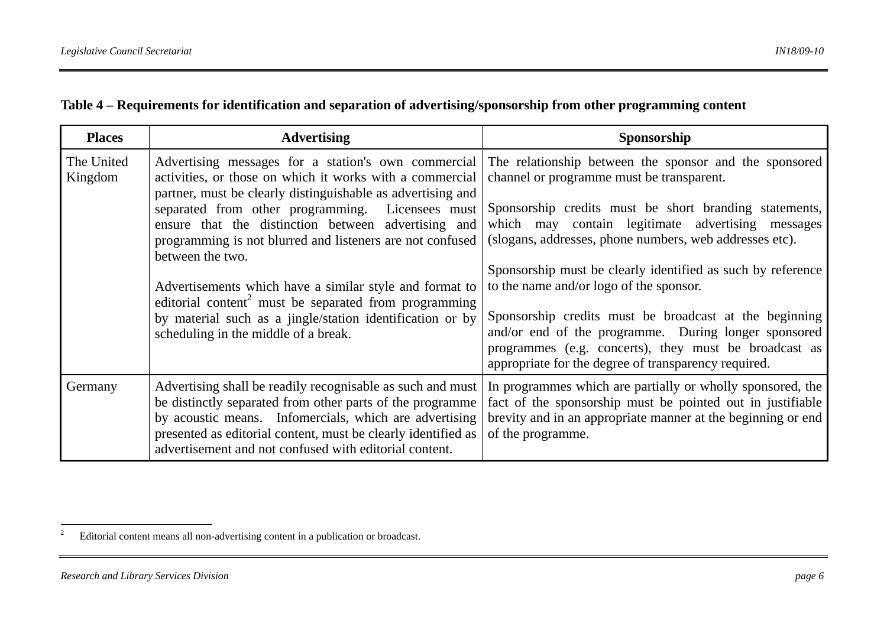**Table 4 – Requirements for identification and separation of advertising/sponsorship from other programming content**

| Places | Advertising | Sponsorship |
|---|---|---|
| The United Kingdom | Advertising messages for a station's own commercial activities, or those on which it works with a commercial partner, must be clearly distinguishable as advertising and separated from other programming. Licensees must ensure that the distinction between advertising and programming is not blurred and listeners are not confused between the two.<br><br>Advertisements which have a similar style and format to editorial content[2] must be separated from programming by material such as a jingle/station identification or by scheduling in the middle of a break. | The relationship between the sponsor and the sponsored channel or programme must be transparent.<br><br>Sponsorship credits must be short branding statements, which may contain legitimate advertising messages (slogans, addresses, phone numbers, web addresses etc).<br><br>Sponsorship must be clearly identified as such by reference to the name and/or logo of the sponsor.<br><br>Sponsorship credits must be broadcast at the beginning and/or end of the programme. During longer sponsored programmes (e.g. concerts), they must be broadcast as appropriate for the degree of transparency required. |
| Germany | Advertising shall be readily recognisable as such and must be distinctly separated from other parts of the programme by acoustic means. Infomercials, which are advertising presented as editorial content, must be clearly identified as advertisement and not confused with editorial content. | In programmes which are partially or wholly sponsored, the fact of the sponsorship must be pointed out in justifiable brevity and in an appropriate manner at the beginning or end of the programme. |

[2] Editorial content means all non-advertising content in a publication or broadcast.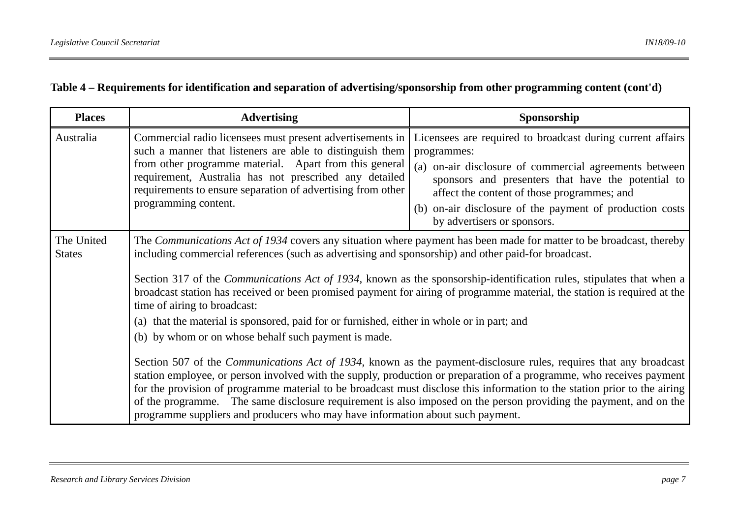**Table 4 – Requirements for identification and separation of advertising/sponsorship from other programming content (cont'd)**

| Places | Advertising | Sponsorship |
| --- | --- | --- |
| Australia | Commercial radio licensees must present advertisements in such a manner that listeners are able to distinguish them from other programme material. Apart from this general requirement, Australia has not prescribed any detailed requirements to ensure separation of advertising from other programming content. | Licensees are required to broadcast during current affairs programmes:<br>(a) on-air disclosure of commercial agreements between sponsors and presenters that have the potential to affect the content of those programmes; and<br>(b) on-air disclosure of the payment of production costs by advertisers or sponsors. |
| The United States | The *Communications Act of 1934* covers any situation where payment has been made for matter to be broadcast, thereby including commercial references (such as advertising and sponsorship) and other paid-for broadcast.<br><br>Section 317 of the *Communications Act of 1934*, known as the sponsorship-identification rules, stipulates that when a broadcast station has received or been promised payment for airing of programme material, the station is required at the time of airing to broadcast:<br>(a) that the material is sponsored, paid for or furnished, either in whole or in part; and<br>(b) by whom or on whose behalf such payment is made.<br><br>Section 507 of the *Communications Act of 1934*, known as the payment-disclosure rules, requires that any broadcast station employee, or person involved with the supply, production or preparation of a programme, who receives payment for the provision of programme material to be broadcast must disclose this information to the station prior to the airing of the programme. The same disclosure requirement is also imposed on the person providing the payment, and on the programme suppliers and producers who may have information about such payment. | |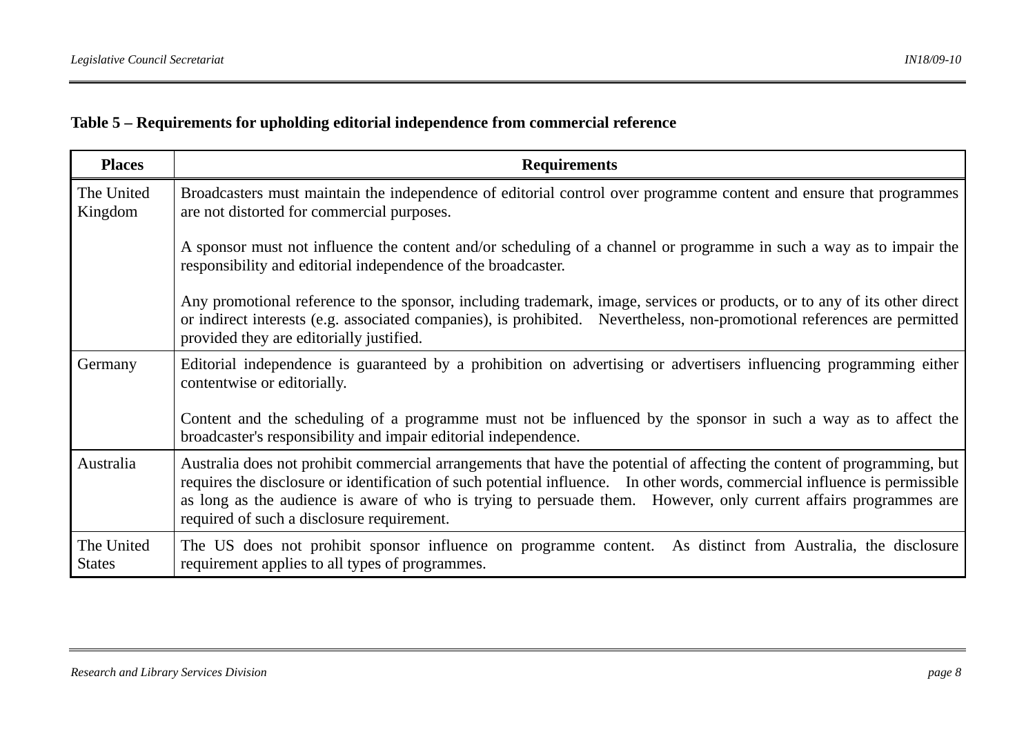**Table 5 – Requirements for upholding editorial independence from commercial reference**

| Places | Requirements |
|---|---|
| The United Kingdom | Broadcasters must maintain the independence of editorial control over programme content and ensure that programmes are not distorted for commercial purposes.<br><br>A sponsor must not influence the content and/or scheduling of a channel or programme in such a way as to impair the responsibility and editorial independence of the broadcaster.<br><br>Any promotional reference to the sponsor, including trademark, image, services or products, or to any of its other direct or indirect interests (e.g. associated companies), is prohibited. Nevertheless, non-promotional references are permitted provided they are editorially justified. |
| Germany | Editorial independence is guaranteed by a prohibition on advertising or advertisers influencing programming either contentwise or editorially.<br><br>Content and the scheduling of a programme must not be influenced by the sponsor in such a way as to affect the broadcaster's responsibility and impair editorial independence. |
| Australia | Australia does not prohibit commercial arrangements that have the potential of affecting the content of programming, but requires the disclosure or identification of such potential influence. In other words, commercial influence is permissible as long as the audience is aware of who is trying to persuade them. However, only current affairs programmes are required of such a disclosure requirement. |
| The United States | The US does not prohibit sponsor influence on programme content. As distinct from Australia, the disclosure requirement applies to all types of programmes. |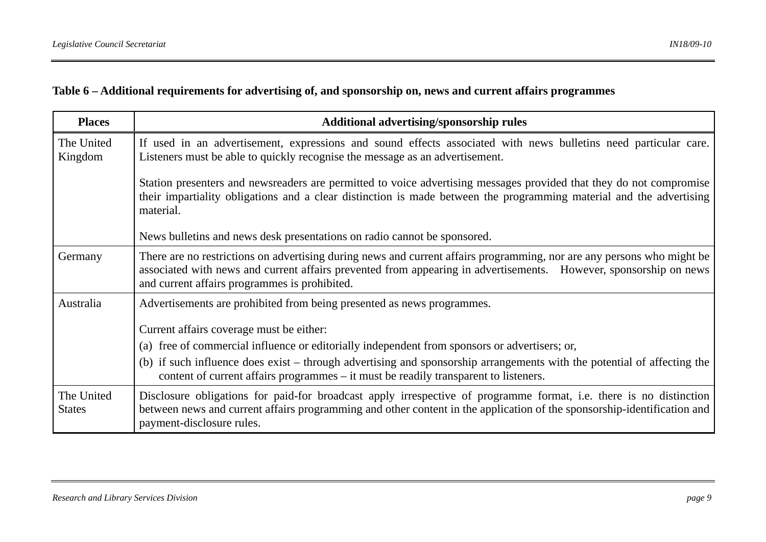**Table 6 – Additional requirements for advertising of, and sponsorship on, news and current affairs programmes**

| Places | Additional advertising/sponsorship rules |
|---|---|
| The United Kingdom | If used in an advertisement, expressions and sound effects associated with news bulletins need particular care. Listeners must be able to quickly recognise the message as an advertisement.<br><br>Station presenters and newsreaders are permitted to voice advertising messages provided that they do not compromise their impartiality obligations and a clear distinction is made between the programming material and the advertising material.<br><br>News bulletins and news desk presentations on radio cannot be sponsored. |
| Germany | There are no restrictions on advertising during news and current affairs programming, nor are any persons who might be associated with news and current affairs prevented from appearing in advertisements. However, sponsorship on news and current affairs programmes is prohibited. |
| Australia | Advertisements are prohibited from being presented as news programmes.<br><br>Current affairs coverage must be either:<br>(a) free of commercial influence or editorially independent from sponsors or advertisers; or,<br>(b) if such influence does exist – through advertising and sponsorship arrangements with the potential of affecting the content of current affairs programmes – it must be readily transparent to listeners. |
| The United States | Disclosure obligations for paid-for broadcast apply irrespective of programme format, i.e. there is no distinction between news and current affairs programming and other content in the application of the sponsorship-identification and payment-disclosure rules. |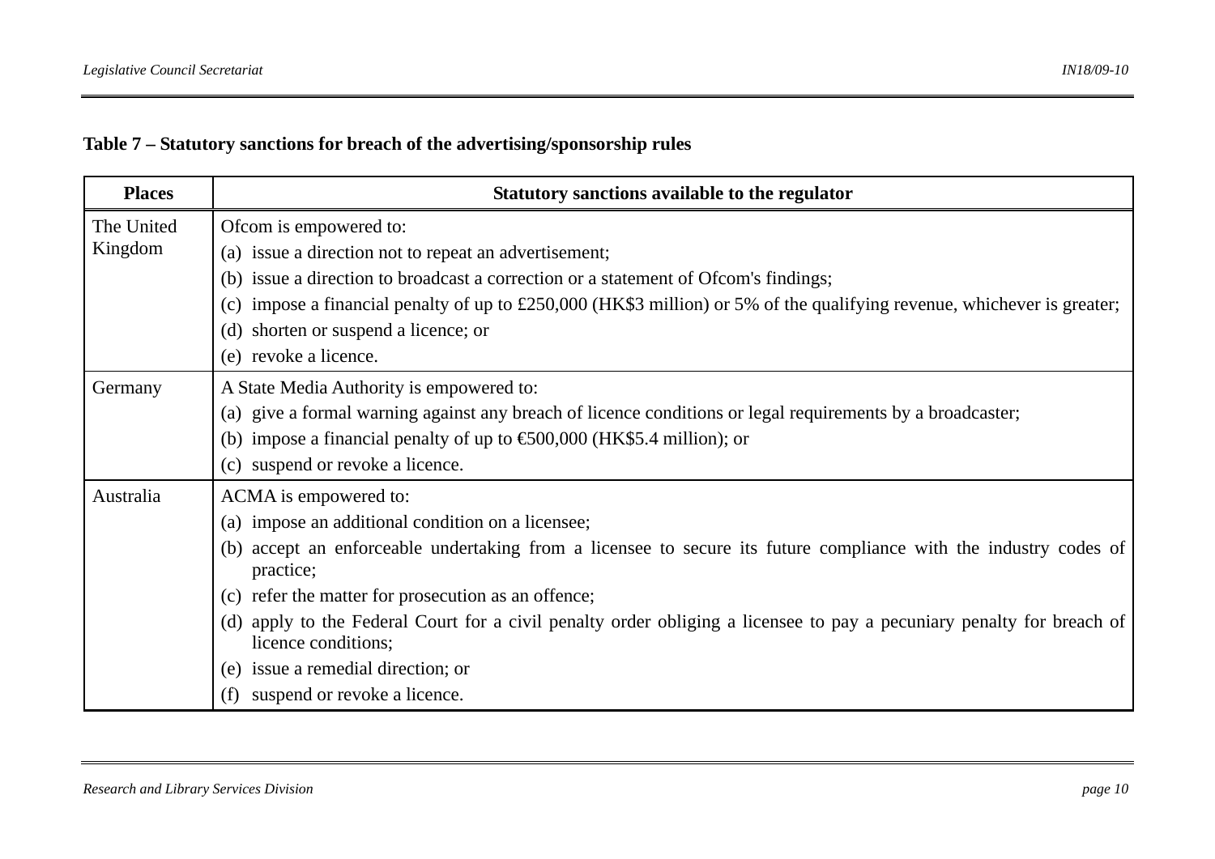**Table 7 – Statutory sanctions for breach of the advertising/sponsorship rules**

| Places | Statutory sanctions available to the regulator |
| --- | --- |
| The United Kingdom | Ofcom is empowered to:<br>(a) issue a direction not to repeat an advertisement;<br>(b) issue a direction to broadcast a correction or a statement of Ofcom's findings;<br>(c) impose a financial penalty of up to £250,000 (HK$3 million) or 5% of the qualifying revenue, whichever is greater;<br>(d) shorten or suspend a licence; or<br>(e) revoke a licence. |
| Germany | A State Media Authority is empowered to:<br>(a) give a formal warning against any breach of licence conditions or legal requirements by a broadcaster;<br>(b) impose a financial penalty of up to €500,000 (HK$5.4 million); or<br>(c) suspend or revoke a licence. |
| Australia | ACMA is empowered to:<br>(a) impose an additional condition on a licensee;<br>(b) accept an enforceable undertaking from a licensee to secure its future compliance with the industry codes of practice;<br>(c) refer the matter for prosecution as an offence;<br>(d) apply to the Federal Court for a civil penalty order obliging a licensee to pay a pecuniary penalty for breach of licence conditions;<br>(e) issue a remedial direction; or<br>(f) suspend or revoke a licence. |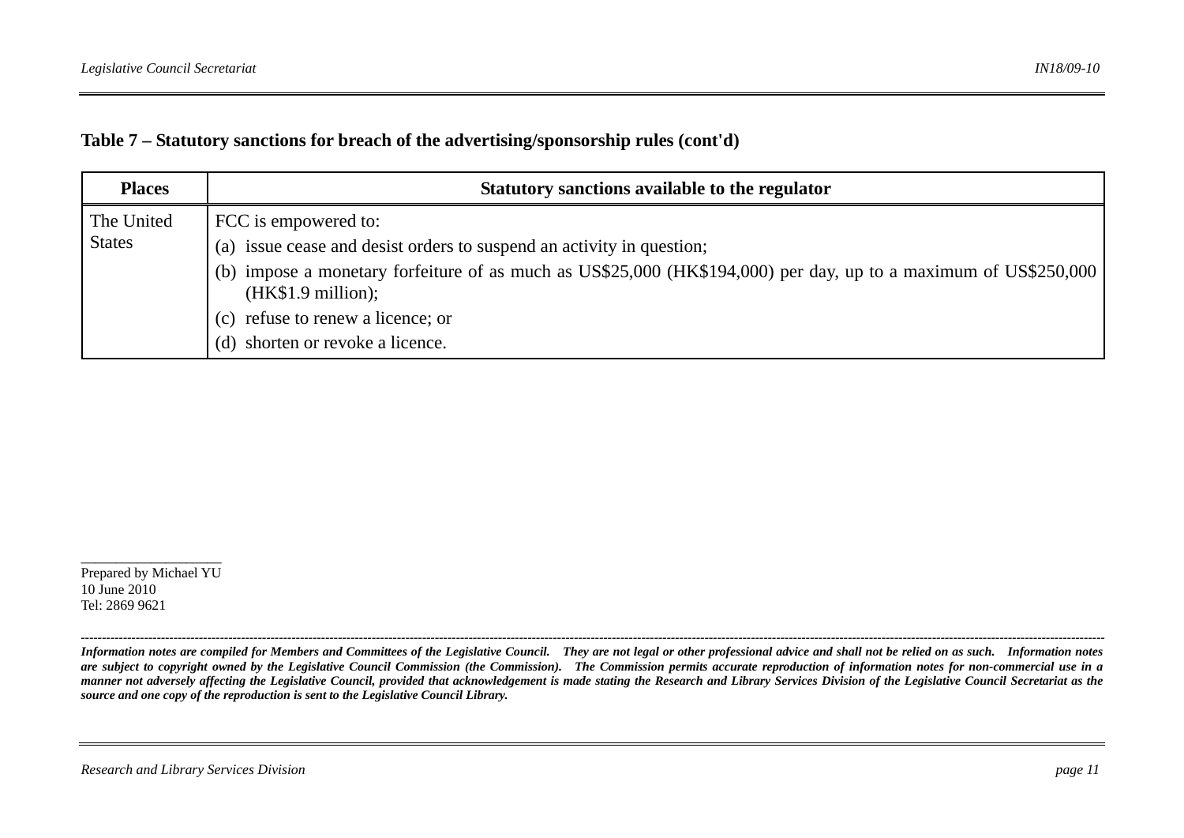**Table 7 – Statutory sanctions for breach of the advertising/sponsorship rules (cont'd)**

| Places | Statutory sanctions available to the regulator |
|---|---|
| The United States | FCC is empowered to:<br>(a) issue cease and desist orders to suspend an activity in question;<br>(b) impose a monetary forfeiture of as much as US$25,000 (HK$194,000) per day, up to a maximum of US$250,000 (HK$1.9 million);<br>(c) refuse to renew a licence; or<br>(d) shorten or revoke a licence. |

Prepared by Michael YU
10 June 2010
Tel: 2869 9621

---

*Information notes are compiled for Members and Committees of the Legislative Council. They are not legal or other professional advice and shall not be relied on as such. Information notes are subject to copyright owned by the Legislative Council Commission (the Commission). The Commission permits accurate reproduction of information notes for non-commercial use in a manner not adversely affecting the Legislative Council, provided that acknowledgement is made stating the Research and Library Services Division of the Legislative Council Secretariat as the source and one copy of the reproduction is sent to the Legislative Council Library.*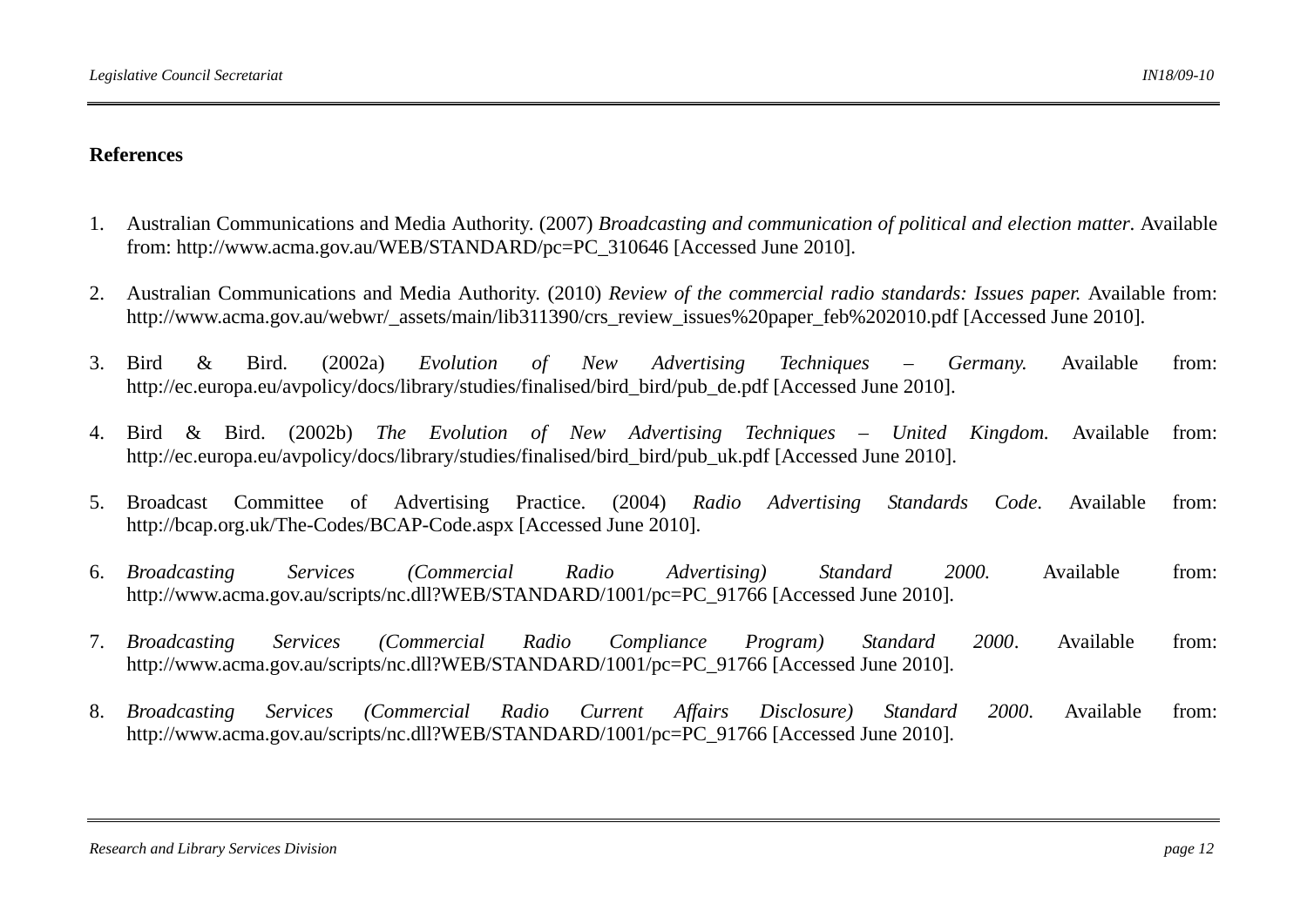**References**

1. Australian Communications and Media Authority. (2007) *Broadcasting and communication of political and election matter*. Available from: http://www.acma.gov.au/WEB/STANDARD/pc=PC_310646 [Accessed June 2010].

2. Australian Communications and Media Authority. (2010) *Review of the commercial radio standards: Issues paper.* Available from: http://www.acma.gov.au/webwr/_assets/main/lib311390/crs_review_issues%20paper_feb%202010.pdf [Accessed June 2010].

3. Bird & Bird. (2002a) *Evolution of New Advertising Techniques – Germany.* Available from: http://ec.europa.eu/avpolicy/docs/library/studies/finalised/bird_bird/pub_de.pdf [Accessed June 2010].

4. Bird & Bird. (2002b) *The Evolution of New Advertising Techniques – United Kingdom.* Available from: http://ec.europa.eu/avpolicy/docs/library/studies/finalised/bird_bird/pub_uk.pdf [Accessed June 2010].

5. Broadcast Committee of Advertising Practice. (2004) *Radio Advertising Standards Code*. Available from: http://bcap.org.uk/The-Codes/BCAP-Code.aspx [Accessed June 2010].

6. *Broadcasting Services (Commercial Radio Advertising) Standard 2000.* Available from: http://www.acma.gov.au/scripts/nc.dll?WEB/STANDARD/1001/pc=PC_91766 [Accessed June 2010].

7. *Broadcasting Services (Commercial Radio Compliance Program) Standard 2000*. Available from: http://www.acma.gov.au/scripts/nc.dll?WEB/STANDARD/1001/pc=PC_91766 [Accessed June 2010].

8. *Broadcasting Services (Commercial Radio Current Affairs Disclosure) Standard 2000*. Available from: http://www.acma.gov.au/scripts/nc.dll?WEB/STANDARD/1001/pc=PC_91766 [Accessed June 2010].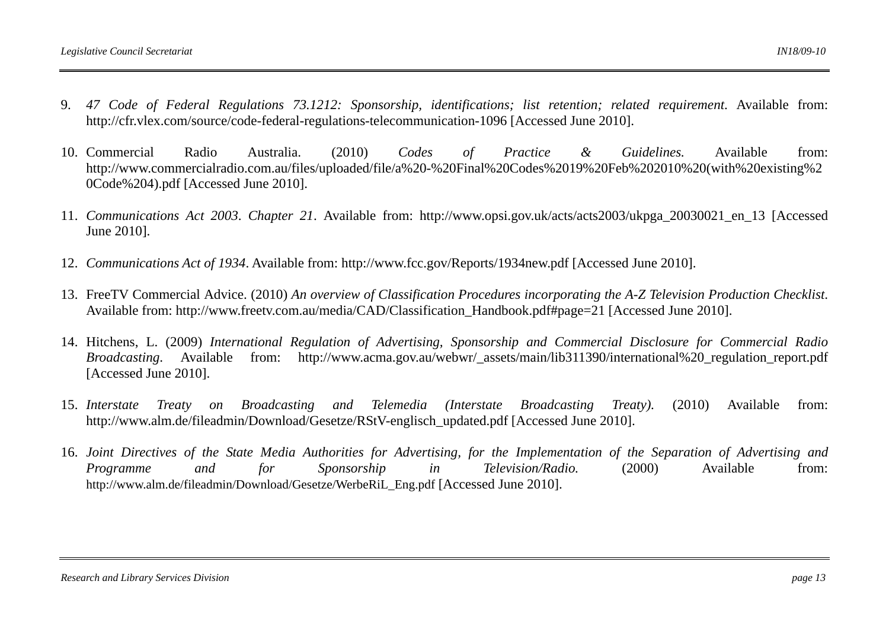9. *47 Code of Federal Regulations 73.1212: Sponsorship, identifications; list retention; related requirement.* Available from: http://cfr.vlex.com/source/code-federal-regulations-telecommunication-1096 [Accessed June 2010].

10. Commercial Radio Australia. (2010) *Codes of Practice & Guidelines.* Available from: http://www.commercialradio.com.au/files/uploaded/file/a%20-%20Final%20Codes%2019%20Feb%202010%20(with%20existing%20Code%204).pdf [Accessed June 2010].

11. *Communications Act 2003*. *Chapter 21*. Available from: http://www.opsi.gov.uk/acts/acts2003/ukpga_20030021_en_13 [Accessed June 2010].

12. *Communications Act of 1934*. Available from: http://www.fcc.gov/Reports/1934new.pdf [Accessed June 2010].

13. FreeTV Commercial Advice. (2010) *An overview of Classification Procedures incorporating the A-Z Television Production Checklist.* Available from: http://www.freetv.com.au/media/CAD/Classification_Handbook.pdf#page=21 [Accessed June 2010].

14. Hitchens, L. (2009) *International Regulation of Advertising, Sponsorship and Commercial Disclosure for Commercial Radio Broadcasting*. Available from: http://www.acma.gov.au/webwr/_assets/main/lib311390/international%20_regulation_report.pdf [Accessed June 2010].

15. *Interstate Treaty on Broadcasting and Telemedia (Interstate Broadcasting Treaty).* (2010) Available from: http://www.alm.de/fileadmin/Download/Gesetze/RStV-englisch_updated.pdf [Accessed June 2010].

16. *Joint Directives of the State Media Authorities for Advertising, for the Implementation of the Separation of Advertising and Programme and for Sponsorship in Television/Radio.* (2000) Available from: http://www.alm.de/fileadmin/Download/Gesetze/WerbeRiL_Eng.pdf [Accessed June 2010].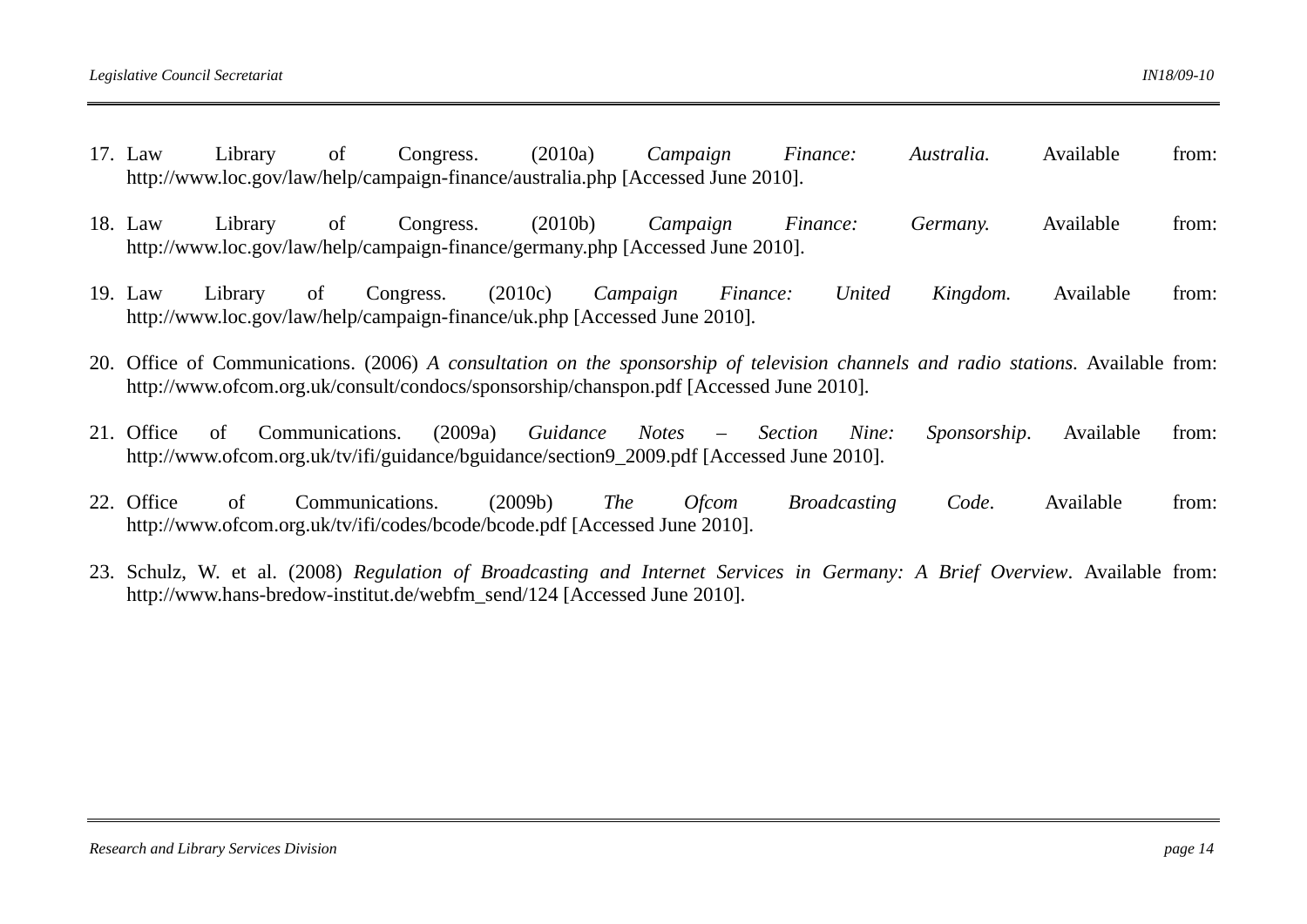17. Law Library of Congress. (2010a) *Campaign Finance: Australia.* Available from: http://www.loc.gov/law/help/campaign-finance/australia.php [Accessed June 2010].

18. Law Library of Congress. (2010b) *Campaign Finance: Germany.* Available from: http://www.loc.gov/law/help/campaign-finance/germany.php [Accessed June 2010].

19. Law Library of Congress. (2010c) *Campaign Finance: United Kingdom.* Available from: http://www.loc.gov/law/help/campaign-finance/uk.php [Accessed June 2010].

20. Office of Communications. (2006) *A consultation on the sponsorship of television channels and radio stations*. Available from: http://www.ofcom.org.uk/consult/condocs/sponsorship/chanspon.pdf [Accessed June 2010].

21. Office of Communications. (2009a) *Guidance Notes – Section Nine: Sponsorship*. Available from: http://www.ofcom.org.uk/tv/ifi/guidance/bguidance/section9_2009.pdf [Accessed June 2010].

22. Office of Communications. (2009b) *The Ofcom Broadcasting Code*. Available from: http://www.ofcom.org.uk/tv/ifi/codes/bcode/bcode.pdf [Accessed June 2010].

23. Schulz, W. et al. (2008) *Regulation of Broadcasting and Internet Services in Germany: A Brief Overview*. Available from: http://www.hans-bredow-institut.de/webfm_send/124 [Accessed June 2010].